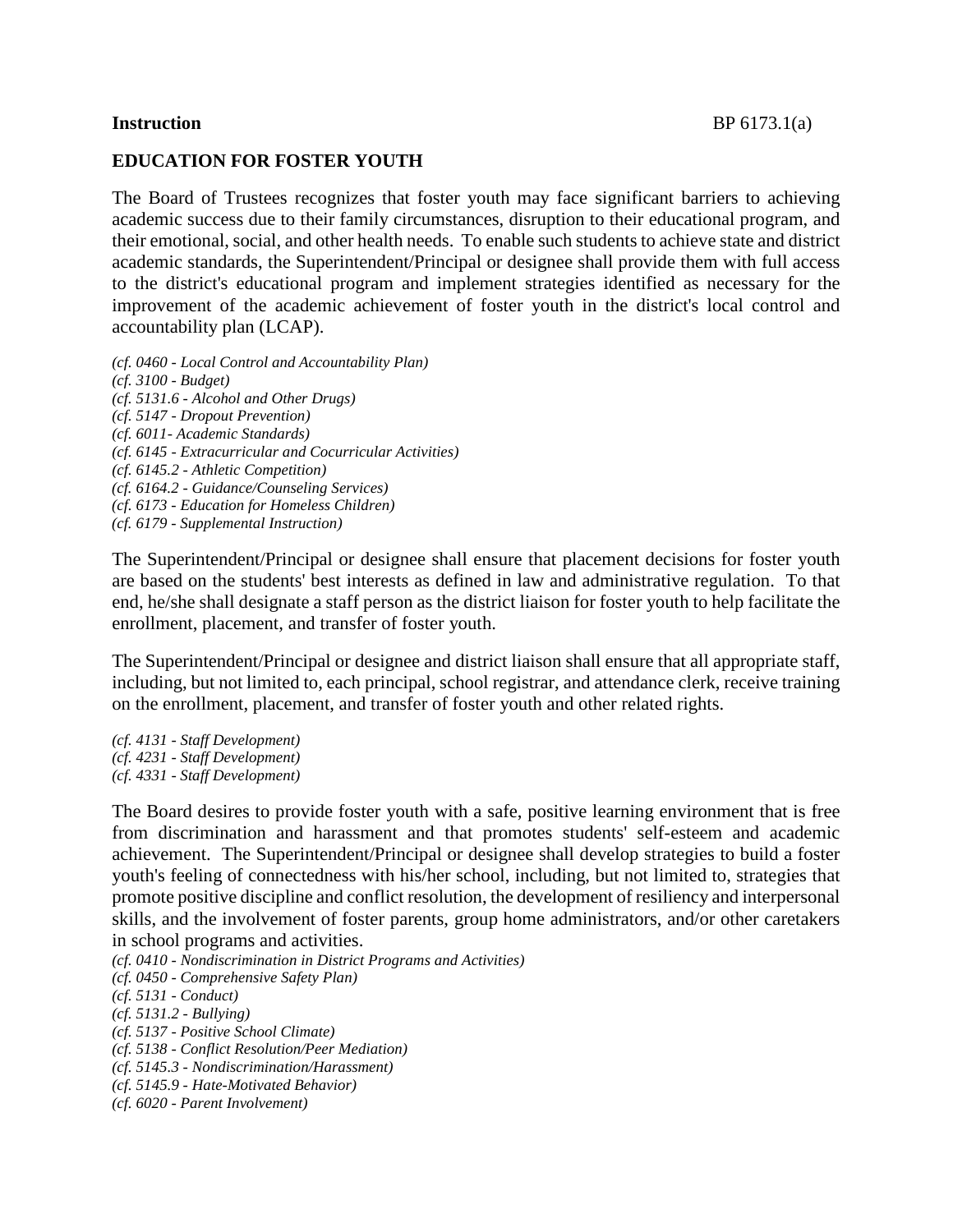**Instruction** BP 6173.1(a)

## EDUCATION FOR FOSTER YOUTH

The Board of Trustees recognizes that foster youth may face significant barriers to achieving academic success due to their family circumstances, disruption to their educational program, and their emotional, social, and other health needs. To enable such students to achieve state and district academic standards, the Superintendent/Principal or designee shall provide them with full access to the district's educational program and implement strategies identified as necessary for the improvement of the academic achievement of foster youth in the district's local control and accountability plan (LCAP).

*(cf. 0460 - Local Control and Accountability Plan)*
*(cf. 3100 - Budget)*
*(cf. 5131.6 - Alcohol and Other Drugs)*
*(cf. 5147 - Dropout Prevention)*
*(cf. 6011- Academic Standards)*
*(cf. 6145 - Extracurricular and Cocurricular Activities)*
*(cf. 6145.2 - Athletic Competition)*
*(cf. 6164.2 - Guidance/Counseling Services)*
*(cf. 6173 - Education for Homeless Children)*
*(cf. 6179 - Supplemental Instruction)*

The Superintendent/Principal or designee shall ensure that placement decisions for foster youth are based on the students' best interests as defined in law and administrative regulation. To that end, he/she shall designate a staff person as the district liaison for foster youth to help facilitate the enrollment, placement, and transfer of foster youth.

The Superintendent/Principal or designee and district liaison shall ensure that all appropriate staff, including, but not limited to, each principal, school registrar, and attendance clerk, receive training on the enrollment, placement, and transfer of foster youth and other related rights.

*(cf. 4131 - Staff Development)*
*(cf. 4231 - Staff Development)*
*(cf. 4331 - Staff Development)*

The Board desires to provide foster youth with a safe, positive learning environment that is free from discrimination and harassment and that promotes students' self-esteem and academic achievement. The Superintendent/Principal or designee shall develop strategies to build a foster youth's feeling of connectedness with his/her school, including, but not limited to, strategies that promote positive discipline and conflict resolution, the development of resiliency and interpersonal skills, and the involvement of foster parents, group home administrators, and/or other caretakers in school programs and activities.

*(cf. 0410 - Nondiscrimination in District Programs and Activities)*
*(cf. 0450 - Comprehensive Safety Plan)*
*(cf. 5131 - Conduct)*
*(cf. 5131.2 - Bullying)*
*(cf. 5137 - Positive School Climate)*
*(cf. 5138 - Conflict Resolution/Peer Mediation)*
*(cf. 5145.3 - Nondiscrimination/Harassment)*
*(cf. 5145.9 - Hate-Motivated Behavior)*
*(cf. 6020 - Parent Involvement)*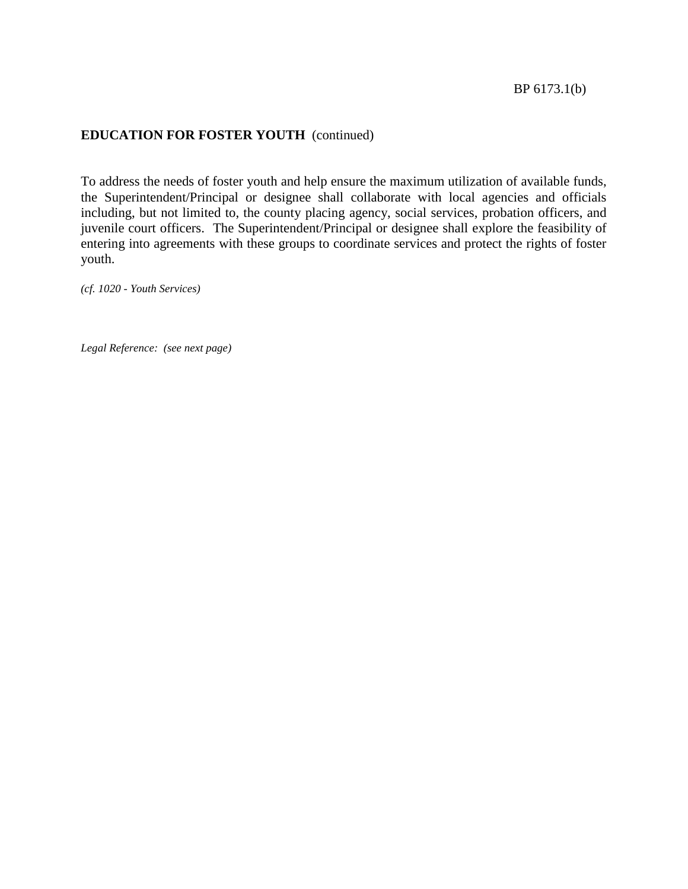**EDUCATION FOR FOSTER YOUTH** (continued)

To address the needs of foster youth and help ensure the maximum utilization of available funds, the Superintendent/Principal or designee shall collaborate with local agencies and officials including, but not limited to, the county placing agency, social services, probation officers, and juvenile court officers. The Superintendent/Principal or designee shall explore the feasibility of entering into agreements with these groups to coordinate services and protect the rights of foster youth.

*(cf. 1020 - Youth Services)*

*Legal Reference: (see next page)*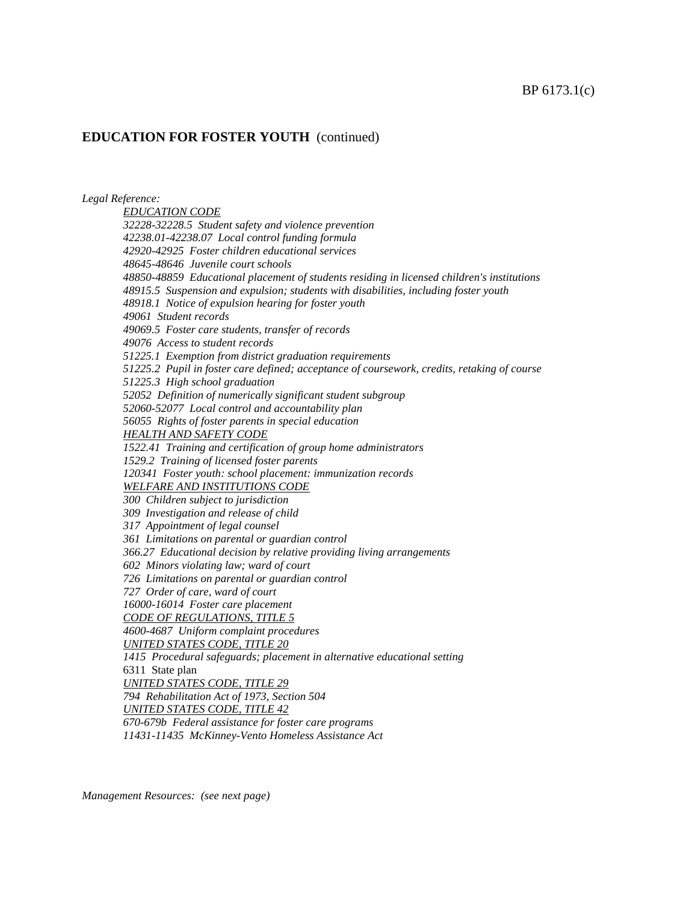## EDUCATION FOR FOSTER YOUTH (continued)

*Legal Reference:*

<u>*EDUCATION CODE*</u>

*32228-32228.5 Student safety and violence prevention*

*42238.01-42238.07 Local control funding formula*

*42920-42925 Foster children educational services*

*48645-48646 Juvenile court schools*

*48850-48859 Educational placement of students residing in licensed children's institutions*

*48915.5 Suspension and expulsion; students with disabilities, including foster youth*

*48918.1 Notice of expulsion hearing for foster youth*

*49061 Student records*

*49069.5 Foster care students, transfer of records*

*49076 Access to student records*

*51225.1 Exemption from district graduation requirements*

*51225.2 Pupil in foster care defined; acceptance of coursework, credits, retaking of course*

*51225.3 High school graduation*

*52052 Definition of numerically significant student subgroup*

*52060-52077 Local control and accountability plan*

*56055 Rights of foster parents in special education*

<u>*HEALTH AND SAFETY CODE*</u>

*1522.41 Training and certification of group home administrators*

*1529.2 Training of licensed foster parents*

*120341 Foster youth: school placement: immunization records*

<u>*WELFARE AND INSTITUTIONS CODE*</u>

*300 Children subject to jurisdiction*

*309 Investigation and release of child*

*317 Appointment of legal counsel*

*361 Limitations on parental or guardian control*

*366.27 Educational decision by relative providing living arrangements*

*602 Minors violating law; ward of court*

*726 Limitations on parental or guardian control*

*727 Order of care, ward of court*

*16000-16014 Foster care placement*

<u>*CODE OF REGULATIONS, TITLE 5*</u>

*4600-4687 Uniform complaint procedures*

<u>*UNITED STATES CODE, TITLE 20*</u>

*1415 Procedural safeguards; placement in alternative educational setting*

6311 State plan

<u>*UNITED STATES CODE, TITLE 29*</u>

*794 Rehabilitation Act of 1973, Section 504*

<u>*UNITED STATES CODE, TITLE 42*</u>

*670-679b Federal assistance for foster care programs*

*11431-11435 McKinney-Vento Homeless Assistance Act*

*Management Resources: (see next page)*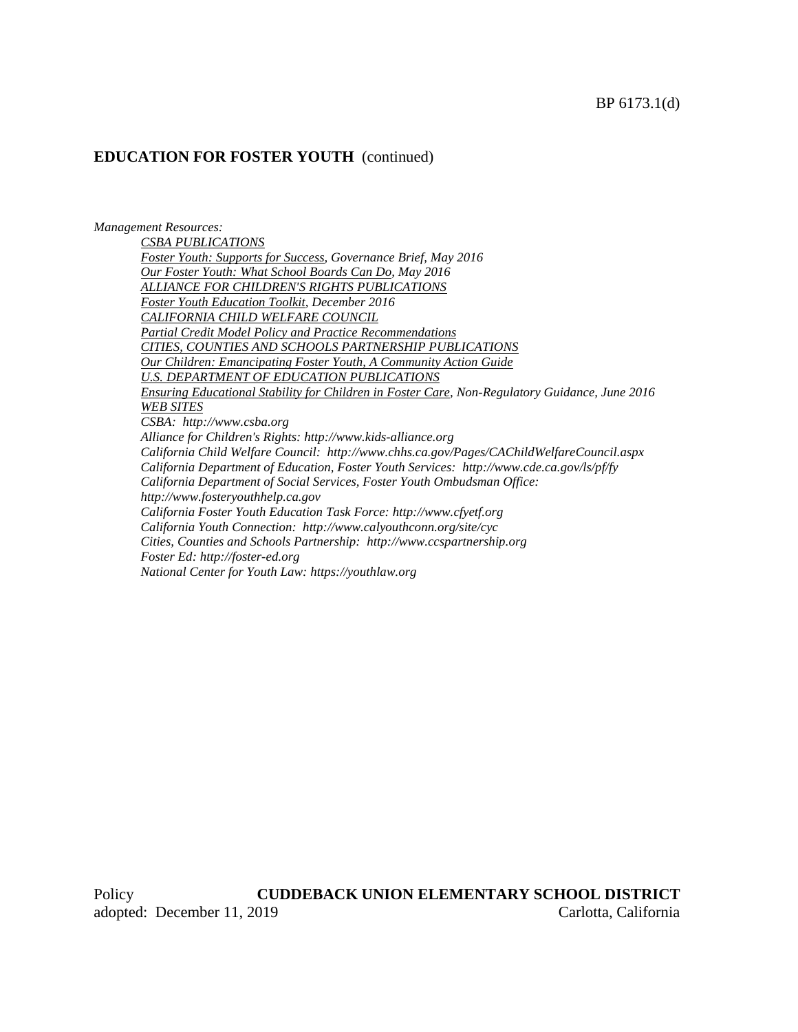BP 6173.1(d)

**EDUCATION FOR FOSTER YOUTH** (continued)

*Management Resources:*

*CSBA PUBLICATIONS*

*Foster Youth: Supports for Success, Governance Brief, May 2016*

*Our Foster Youth: What School Boards Can Do, May 2016*

*ALLIANCE FOR CHILDREN'S RIGHTS PUBLICATIONS*

*Foster Youth Education Toolkit, December 2016*

*CALIFORNIA CHILD WELFARE COUNCIL*

*Partial Credit Model Policy and Practice Recommendations*

*CITIES, COUNTIES AND SCHOOLS PARTNERSHIP PUBLICATIONS*

*Our Children: Emancipating Foster Youth, A Community Action Guide*

*U.S. DEPARTMENT OF EDUCATION PUBLICATIONS*

*Ensuring Educational Stability for Children in Foster Care, Non-Regulatory Guidance, June 2016*

*WEB SITES*

*CSBA: http://www.csba.org*

*Alliance for Children's Rights: http://www.kids-alliance.org*

*California Child Welfare Council: http://www.chhs.ca.gov/Pages/CAChildWelfareCouncil.aspx*

*California Department of Education, Foster Youth Services: http://www.cde.ca.gov/ls/pf/fy*

*California Department of Social Services, Foster Youth Ombudsman Office: http://www.fosteryouthhelp.ca.gov*

*California Foster Youth Education Task Force: http://www.cfyetf.org*

*California Youth Connection: http://www.calyouthconn.org/site/cyc*

*Cities, Counties and Schools Partnership: http://www.ccspartnership.org*

*Foster Ed: http://foster-ed.org*

*National Center for Youth Law: https://youthlaw.org*

Policy **CUDDEBACK UNION ELEMENTARY SCHOOL DISTRICT**
adopted: December 11, 2019 Carlotta, California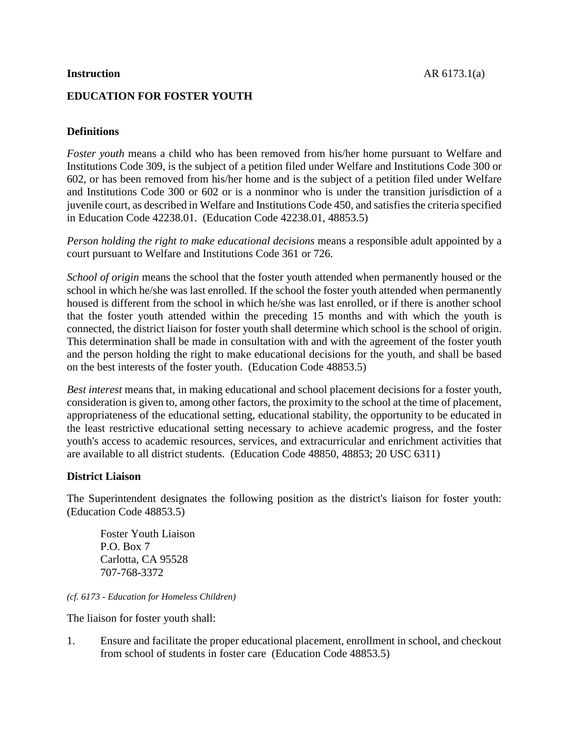**Instruction** AR 6173.1(a)

**EDUCATION FOR FOSTER YOUTH**

**Definitions**

*Foster youth* means a child who has been removed from his/her home pursuant to Welfare and Institutions Code 309, is the subject of a petition filed under Welfare and Institutions Code 300 or 602, or has been removed from his/her home and is the subject of a petition filed under Welfare and Institutions Code 300 or 602 or is a nonminor who is under the transition jurisdiction of a juvenile court, as described in Welfare and Institutions Code 450, and satisfies the criteria specified in Education Code 42238.01. (Education Code 42238.01, 48853.5)

*Person holding the right to make educational decisions* means a responsible adult appointed by a court pursuant to Welfare and Institutions Code 361 or 726.

*School of origin* means the school that the foster youth attended when permanently housed or the school in which he/she was last enrolled. If the school the foster youth attended when permanently housed is different from the school in which he/she was last enrolled, or if there is another school that the foster youth attended within the preceding 15 months and with which the youth is connected, the district liaison for foster youth shall determine which school is the school of origin. This determination shall be made in consultation with and with the agreement of the foster youth and the person holding the right to make educational decisions for the youth, and shall be based on the best interests of the foster youth. (Education Code 48853.5)

*Best interest* means that, in making educational and school placement decisions for a foster youth, consideration is given to, among other factors, the proximity to the school at the time of placement, appropriateness of the educational setting, educational stability, the opportunity to be educated in the least restrictive educational setting necessary to achieve academic progress, and the foster youth's access to academic resources, services, and extracurricular and enrichment activities that are available to all district students. (Education Code 48850, 48853; 20 USC 6311)

**District Liaison**

The Superintendent designates the following position as the district's liaison for foster youth: (Education Code 48853.5)

Foster Youth Liaison
P.O. Box 7
Carlotta, CA 95528
707-768-3372

*(cf. 6173 - Education for Homeless Children)*

The liaison for foster youth shall:

1. Ensure and facilitate the proper educational placement, enrollment in school, and checkout from school of students in foster care (Education Code 48853.5)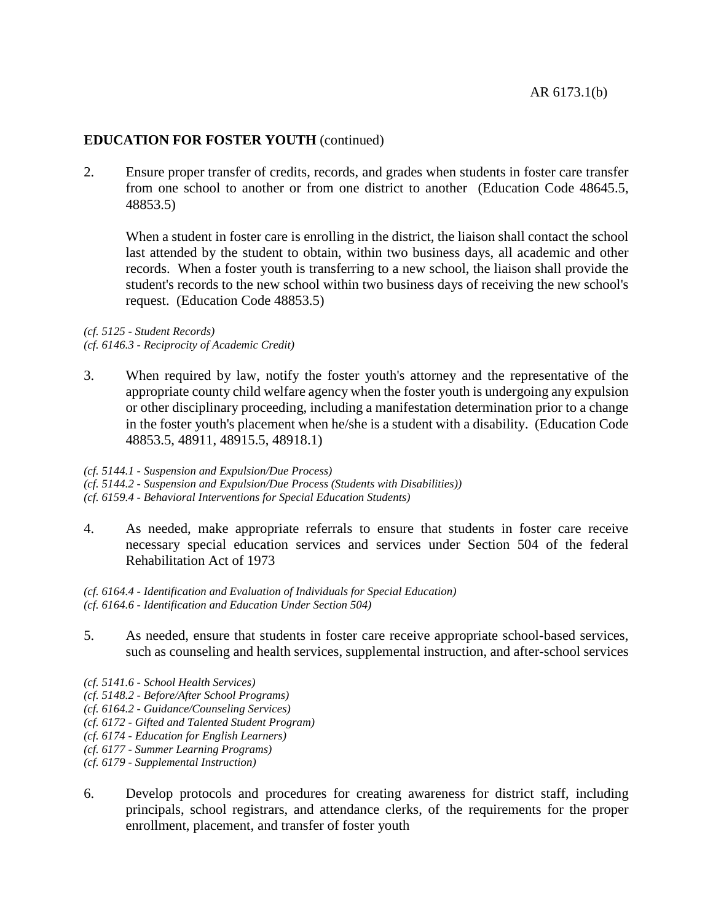**EDUCATION FOR FOSTER YOUTH** (continued)

2. Ensure proper transfer of credits, records, and grades when students in foster care transfer from one school to another or from one district to another (Education Code 48645.5, 48853.5)

   When a student in foster care is enrolling in the district, the liaison shall contact the school last attended by the student to obtain, within two business days, all academic and other records. When a foster youth is transferring to a new school, the liaison shall provide the student's records to the new school within two business days of receiving the new school's request. (Education Code 48853.5)

*(cf. 5125 - Student Records)*
*(cf. 6146.3 - Reciprocity of Academic Credit)*

3. When required by law, notify the foster youth's attorney and the representative of the appropriate county child welfare agency when the foster youth is undergoing any expulsion or other disciplinary proceeding, including a manifestation determination prior to a change in the foster youth's placement when he/she is a student with a disability. (Education Code 48853.5, 48911, 48915.5, 48918.1)

*(cf. 5144.1 - Suspension and Expulsion/Due Process)*
*(cf. 5144.2 - Suspension and Expulsion/Due Process (Students with Disabilities))*
*(cf. 6159.4 - Behavioral Interventions for Special Education Students)*

4. As needed, make appropriate referrals to ensure that students in foster care receive necessary special education services and services under Section 504 of the federal Rehabilitation Act of 1973

*(cf. 6164.4 - Identification and Evaluation of Individuals for Special Education)*
*(cf. 6164.6 - Identification and Education Under Section 504)*

5. As needed, ensure that students in foster care receive appropriate school-based services, such as counseling and health services, supplemental instruction, and after-school services

*(cf. 5141.6 - School Health Services)*
*(cf. 5148.2 - Before/After School Programs)*
*(cf. 6164.2 - Guidance/Counseling Services)*
*(cf. 6172 - Gifted and Talented Student Program)*
*(cf. 6174 - Education for English Learners)*
*(cf. 6177 - Summer Learning Programs)*
*(cf. 6179 - Supplemental Instruction)*

6. Develop protocols and procedures for creating awareness for district staff, including principals, school registrars, and attendance clerks, of the requirements for the proper enrollment, placement, and transfer of foster youth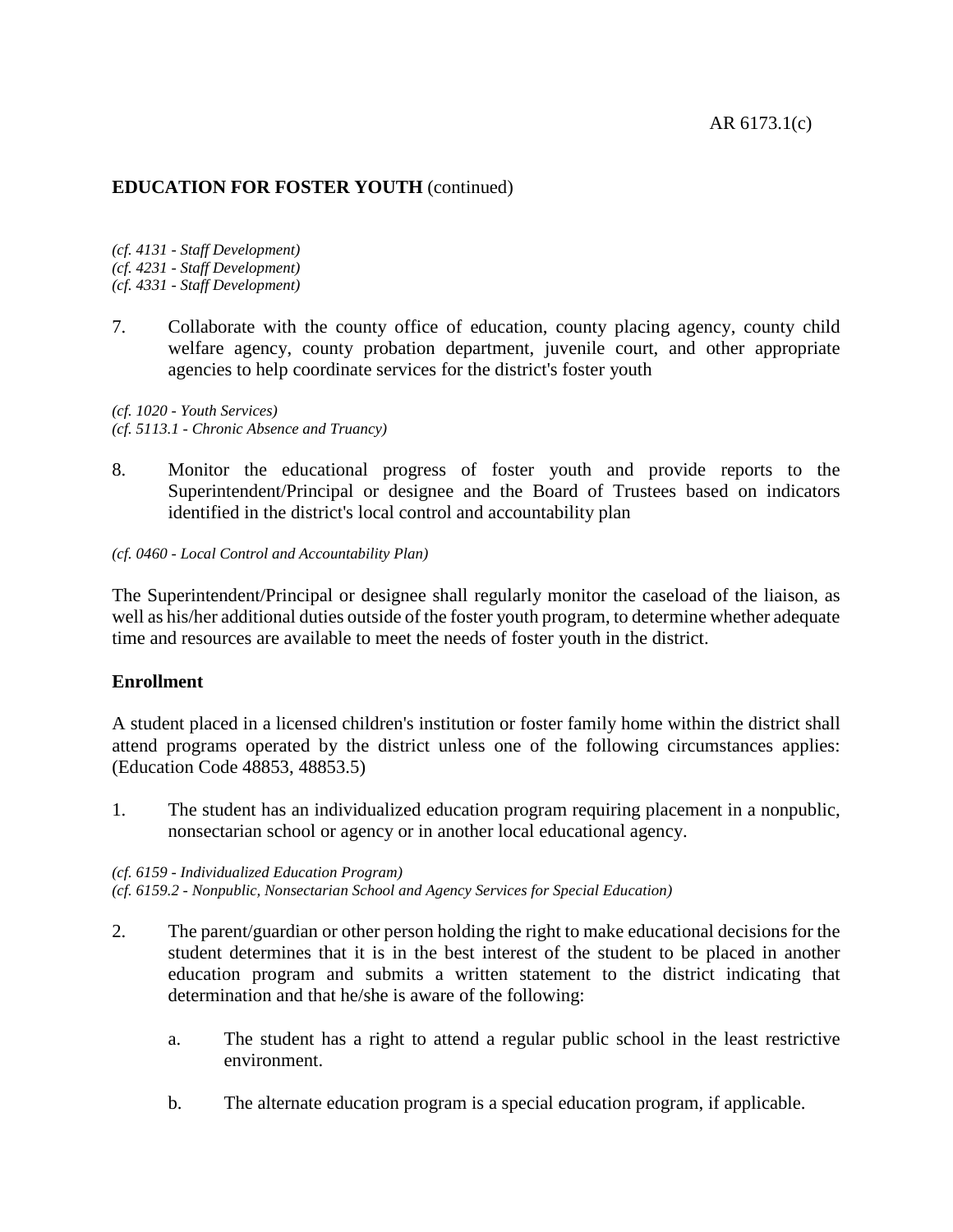*(cf. 4131 - Staff Development)*
*(cf. 4231 - Staff Development)*
*(cf. 4331 - Staff Development)*

7. Collaborate with the county office of education, county placing agency, county child welfare agency, county probation department, juvenile court, and other appropriate agencies to help coordinate services for the district's foster youth

*(cf. 1020 - Youth Services)*
*(cf. 5113.1 - Chronic Absence and Truancy)*

8. Monitor the educational progress of foster youth and provide reports to the Superintendent/Principal or designee and the Board of Trustees based on indicators identified in the district's local control and accountability plan

*(cf. 0460 - Local Control and Accountability Plan)*

The Superintendent/Principal or designee shall regularly monitor the caseload of the liaison, as well as his/her additional duties outside of the foster youth program, to determine whether adequate time and resources are available to meet the needs of foster youth in the district.

**Enrollment**

A student placed in a licensed children's institution or foster family home within the district shall attend programs operated by the district unless one of the following circumstances applies: (Education Code 48853, 48853.5)

1. The student has an individualized education program requiring placement in a nonpublic, nonsectarian school or agency or in another local educational agency.

*(cf. 6159 - Individualized Education Program)*
*(cf. 6159.2 - Nonpublic, Nonsectarian School and Agency Services for Special Education)*

2. The parent/guardian or other person holding the right to make educational decisions for the student determines that it is in the best interest of the student to be placed in another education program and submits a written statement to the district indicating that determination and that he/she is aware of the following:

   a. The student has a right to attend a regular public school in the least restrictive environment.

   b. The alternate education program is a special education program, if applicable.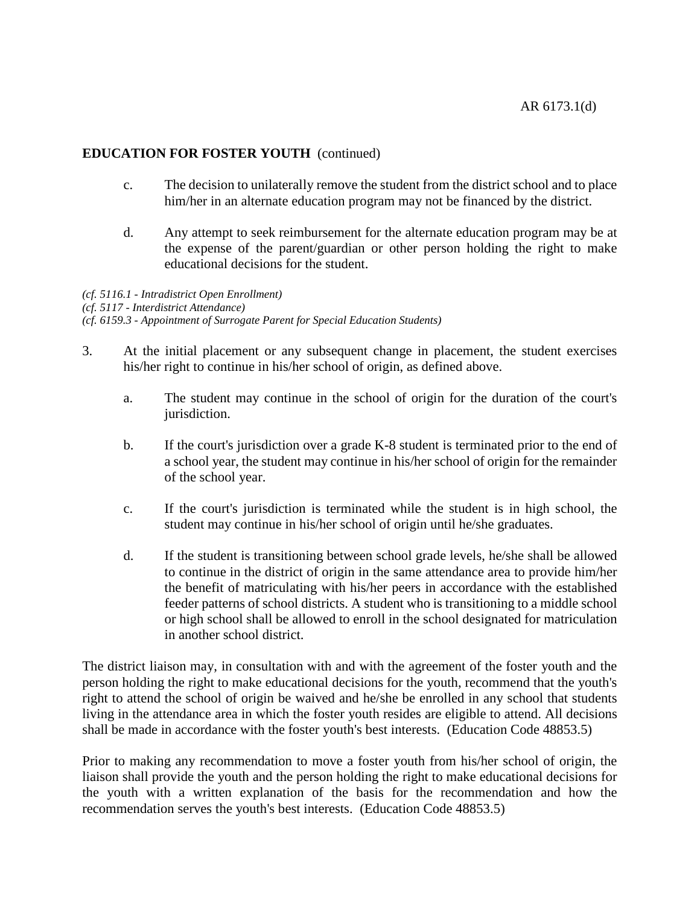**EDUCATION FOR FOSTER YOUTH** (continued)

c. The decision to unilaterally remove the student from the district school and to place him/her in an alternate education program may not be financed by the district.

d. Any attempt to seek reimbursement for the alternate education program may be at the expense of the parent/guardian or other person holding the right to make educational decisions for the student.

*(cf. 5116.1 - Intradistrict Open Enrollment)*
*(cf. 5117 - Interdistrict Attendance)*
*(cf. 6159.3 - Appointment of Surrogate Parent for Special Education Students)*

3. At the initial placement or any subsequent change in placement, the student exercises his/her right to continue in his/her school of origin, as defined above.

   a. The student may continue in the school of origin for the duration of the court's jurisdiction.

   b. If the court's jurisdiction over a grade K-8 student is terminated prior to the end of a school year, the student may continue in his/her school of origin for the remainder of the school year.

   c. If the court's jurisdiction is terminated while the student is in high school, the student may continue in his/her school of origin until he/she graduates.

   d. If the student is transitioning between school grade levels, he/she shall be allowed to continue in the district of origin in the same attendance area to provide him/her the benefit of matriculating with his/her peers in accordance with the established feeder patterns of school districts. A student who is transitioning to a middle school or high school shall be allowed to enroll in the school designated for matriculation in another school district.

The district liaison may, in consultation with and with the agreement of the foster youth and the person holding the right to make educational decisions for the youth, recommend that the youth's right to attend the school of origin be waived and he/she be enrolled in any school that students living in the attendance area in which the foster youth resides are eligible to attend. All decisions shall be made in accordance with the foster youth's best interests. (Education Code 48853.5)

Prior to making any recommendation to move a foster youth from his/her school of origin, the liaison shall provide the youth and the person holding the right to make educational decisions for the youth with a written explanation of the basis for the recommendation and how the recommendation serves the youth's best interests. (Education Code 48853.5)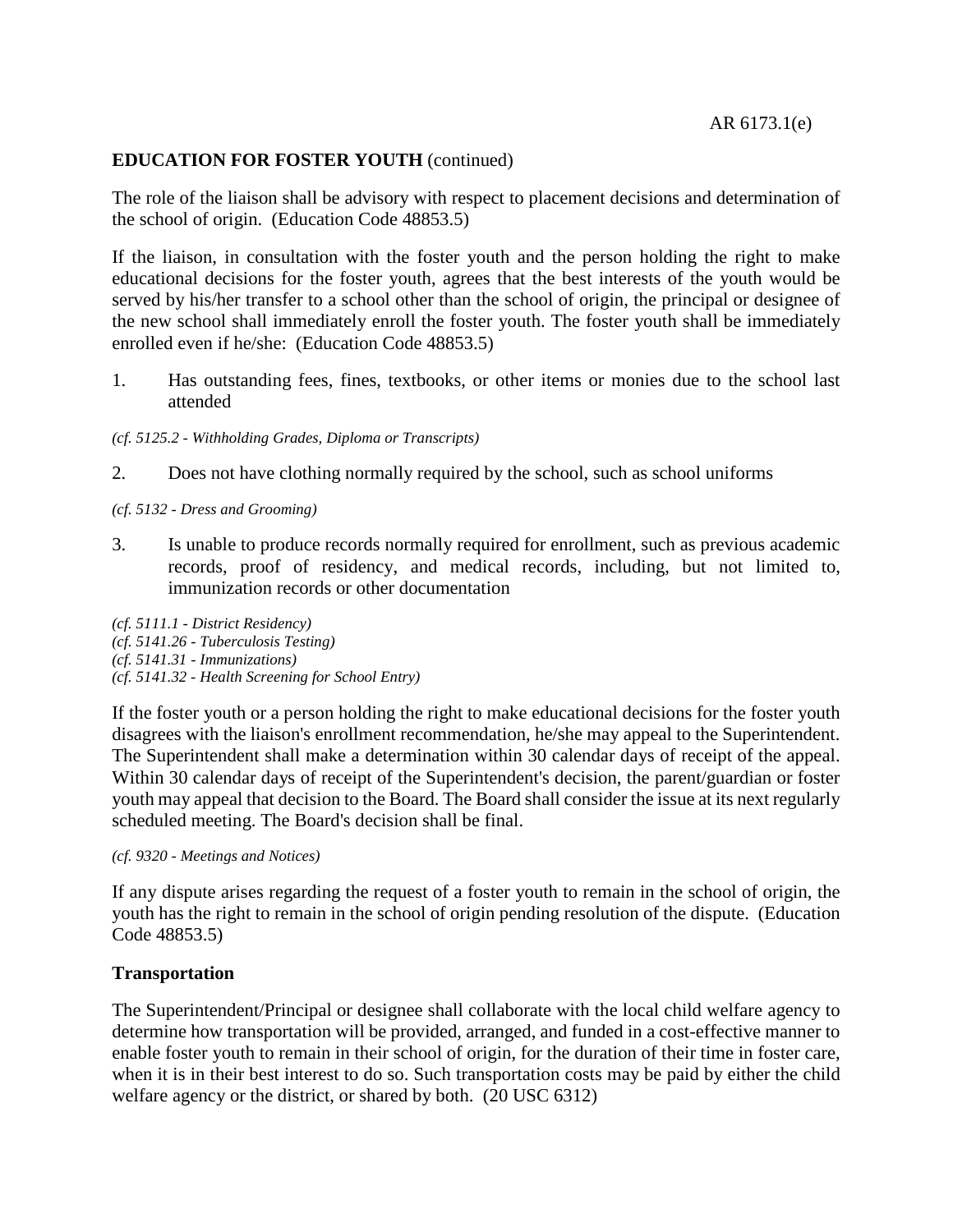**EDUCATION FOR FOSTER YOUTH** (continued)

The role of the liaison shall be advisory with respect to placement decisions and determination of the school of origin. (Education Code 48853.5)

If the liaison, in consultation with the foster youth and the person holding the right to make educational decisions for the foster youth, agrees that the best interests of the youth would be served by his/her transfer to a school other than the school of origin, the principal or designee of the new school shall immediately enroll the foster youth. The foster youth shall be immediately enrolled even if he/she: (Education Code 48853.5)

1. Has outstanding fees, fines, textbooks, or other items or monies due to the school last attended

*(cf. 5125.2 - Withholding Grades, Diploma or Transcripts)*

2. Does not have clothing normally required by the school, such as school uniforms

*(cf. 5132 - Dress and Grooming)*

3. Is unable to produce records normally required for enrollment, such as previous academic records, proof of residency, and medical records, including, but not limited to, immunization records or other documentation

*(cf. 5111.1 - District Residency)*
*(cf. 5141.26 - Tuberculosis Testing)*
*(cf. 5141.31 - Immunizations)*
*(cf. 5141.32 - Health Screening for School Entry)*

If the foster youth or a person holding the right to make educational decisions for the foster youth disagrees with the liaison's enrollment recommendation, he/she may appeal to the Superintendent. The Superintendent shall make a determination within 30 calendar days of receipt of the appeal. Within 30 calendar days of receipt of the Superintendent's decision, the parent/guardian or foster youth may appeal that decision to the Board. The Board shall consider the issue at its next regularly scheduled meeting. The Board's decision shall be final.

*(cf. 9320 - Meetings and Notices)*

If any dispute arises regarding the request of a foster youth to remain in the school of origin, the youth has the right to remain in the school of origin pending resolution of the dispute. (Education Code 48853.5)

## Transportation

The Superintendent/Principal or designee shall collaborate with the local child welfare agency to determine how transportation will be provided, arranged, and funded in a cost-effective manner to enable foster youth to remain in their school of origin, for the duration of their time in foster care, when it is in their best interest to do so. Such transportation costs may be paid by either the child welfare agency or the district, or shared by both. (20 USC 6312)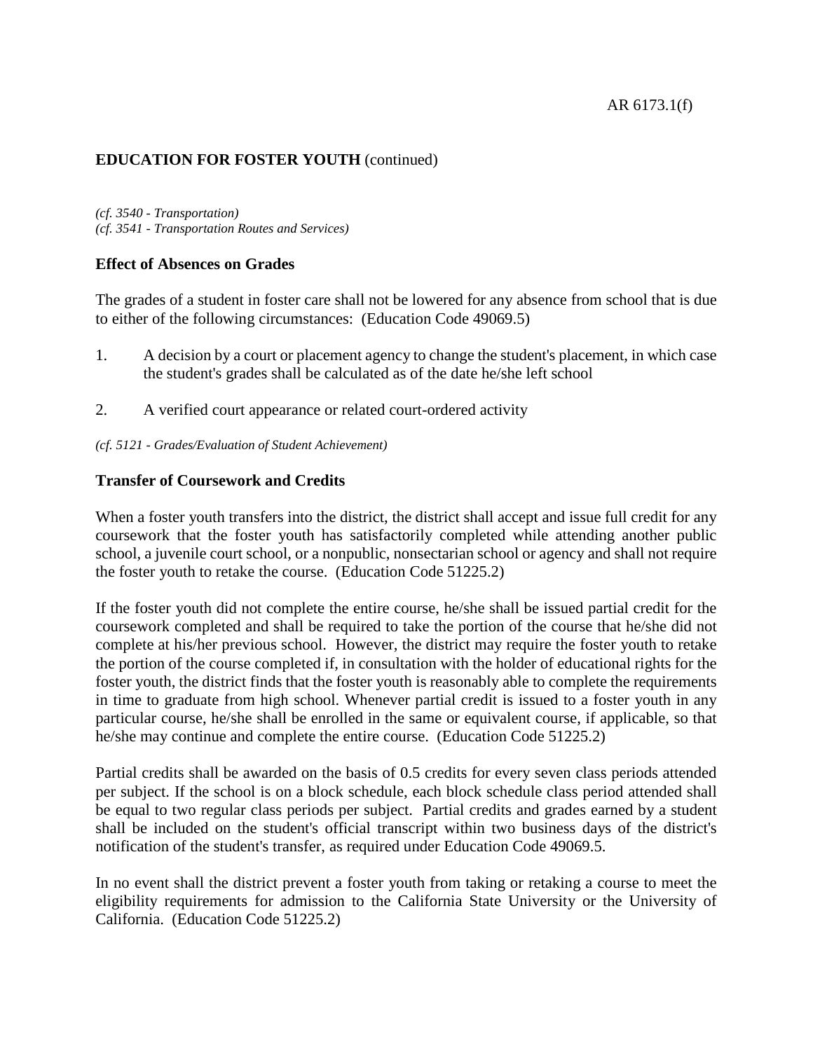## EDUCATION FOR FOSTER YOUTH (continued)

*(cf. 3540 - Transportation)*
*(cf. 3541 - Transportation Routes and Services)*

### Effect of Absences on Grades

The grades of a student in foster care shall not be lowered for any absence from school that is due to either of the following circumstances: (Education Code 49069.5)

1. A decision by a court or placement agency to change the student's placement, in which case the student's grades shall be calculated as of the date he/she left school
2. A verified court appearance or related court-ordered activity

*(cf. 5121 - Grades/Evaluation of Student Achievement)*

### Transfer of Coursework and Credits

When a foster youth transfers into the district, the district shall accept and issue full credit for any coursework that the foster youth has satisfactorily completed while attending another public school, a juvenile court school, or a nonpublic, nonsectarian school or agency and shall not require the foster youth to retake the course. (Education Code 51225.2)

If the foster youth did not complete the entire course, he/she shall be issued partial credit for the coursework completed and shall be required to take the portion of the course that he/she did not complete at his/her previous school. However, the district may require the foster youth to retake the portion of the course completed if, in consultation with the holder of educational rights for the foster youth, the district finds that the foster youth is reasonably able to complete the requirements in time to graduate from high school. Whenever partial credit is issued to a foster youth in any particular course, he/she shall be enrolled in the same or equivalent course, if applicable, so that he/she may continue and complete the entire course. (Education Code 51225.2)

Partial credits shall be awarded on the basis of 0.5 credits for every seven class periods attended per subject. If the school is on a block schedule, each block schedule class period attended shall be equal to two regular class periods per subject. Partial credits and grades earned by a student shall be included on the student's official transcript within two business days of the district's notification of the student's transfer, as required under Education Code 49069.5.

In no event shall the district prevent a foster youth from taking or retaking a course to meet the eligibility requirements for admission to the California State University or the University of California. (Education Code 51225.2)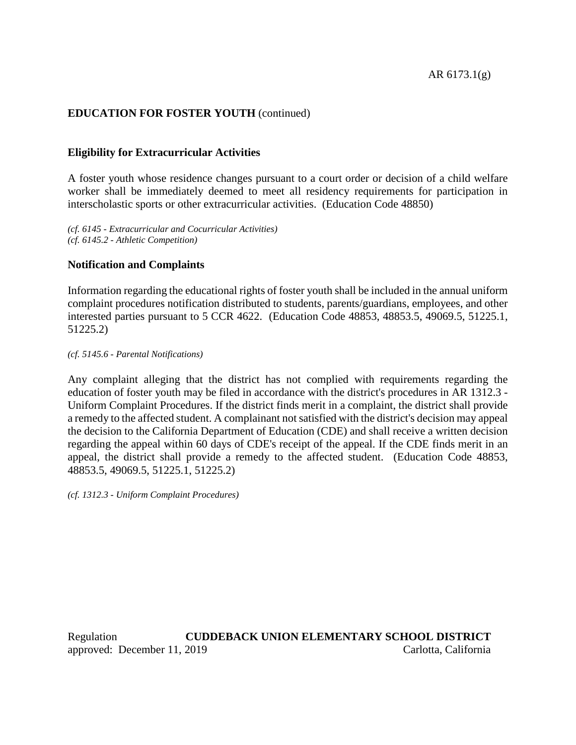## EDUCATION FOR FOSTER YOUTH (continued)

### Eligibility for Extracurricular Activities

A foster youth whose residence changes pursuant to a court order or decision of a child welfare worker shall be immediately deemed to meet all residency requirements for participation in interscholastic sports or other extracurricular activities. (Education Code 48850)

*(cf. 6145 - Extracurricular and Cocurricular Activities)*
*(cf. 6145.2 - Athletic Competition)*

### Notification and Complaints

Information regarding the educational rights of foster youth shall be included in the annual uniform complaint procedures notification distributed to students, parents/guardians, employees, and other interested parties pursuant to 5 CCR 4622. (Education Code 48853, 48853.5, 49069.5, 51225.1, 51225.2)

*(cf. 5145.6 - Parental Notifications)*

Any complaint alleging that the district has not complied with requirements regarding the education of foster youth may be filed in accordance with the district's procedures in AR 1312.3 - Uniform Complaint Procedures. If the district finds merit in a complaint, the district shall provide a remedy to the affected student. A complainant not satisfied with the district's decision may appeal the decision to the California Department of Education (CDE) and shall receive a written decision regarding the appeal within 60 days of CDE's receipt of the appeal. If the CDE finds merit in an appeal, the district shall provide a remedy to the affected student. (Education Code 48853, 48853.5, 49069.5, 51225.1, 51225.2)

*(cf. 1312.3 - Uniform Complaint Procedures)*

Regulation **CUDDEBACK UNION ELEMENTARY SCHOOL DISTRICT**
approved: December 11, 2019 Carlotta, California